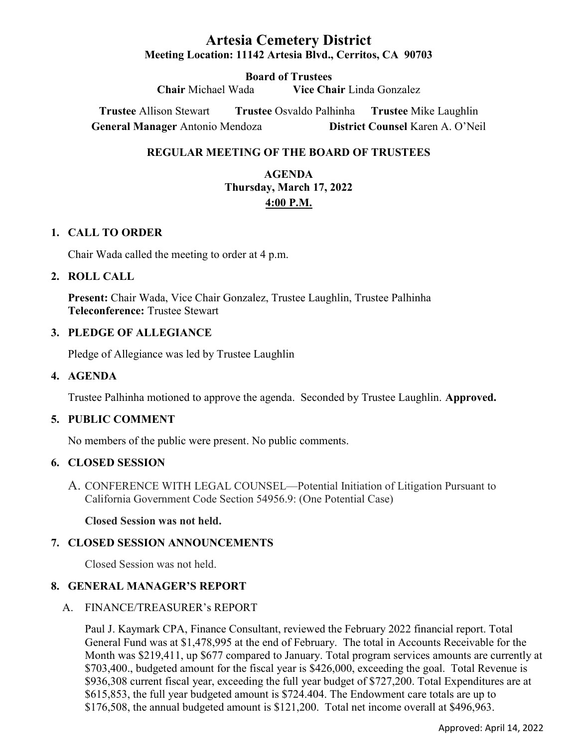# Artesia Cemetery District

**Meeting Location: 11142 Artesia Blvd., Cerritos, CA 90703**

**Board of Trustees**

**Chair** Michael Wada **Vice Chair** Linda Gonzalez

**Trustee** Allison Stewart **Trustee** Osvaldo Palhinha **Trustee** Mike Laughlin

**General Manager** Antonio Mendoza **District Counsel** Karen A. O'Neil

## REGULAR MEETING OF THE BOARD OF TRUSTEES

**AGENDA**
**Thursday, March 17, 2022**
**4:00 P.M.**

### 1. CALL TO ORDER

Chair Wada called the meeting to order at 4 p.m.

### 2. ROLL CALL

**Present:** Chair Wada, Vice Chair Gonzalez, Trustee Laughlin, Trustee Palhinha
**Teleconference:** Trustee Stewart

### 3. PLEDGE OF ALLEGIANCE

Pledge of Allegiance was led by Trustee Laughlin

### 4. AGENDA

Trustee Palhinha motioned to approve the agenda. Seconded by Trustee Laughlin. **Approved.**

### 5. PUBLIC COMMENT

No members of the public were present. No public comments.

### 6. CLOSED SESSION

A. CONFERENCE WITH LEGAL COUNSEL—Potential Initiation of Litigation Pursuant to California Government Code Section 54956.9: (One Potential Case)

**Closed Session was not held.**

### 7. CLOSED SESSION ANNOUNCEMENTS

Closed Session was not held.

### 8. GENERAL MANAGER'S REPORT

A. FINANCE/TREASURER's REPORT

Paul J. Kaymark CPA, Finance Consultant, reviewed the February 2022 financial report. Total General Fund was at $1,478,995 at the end of February. The total in Accounts Receivable for the Month was $219,411, up $677 compared to January. Total program services amounts are currently at $703,400., budgeted amount for the fiscal year is $426,000, exceeding the goal. Total Revenue is $936,308 current fiscal year, exceeding the full year budget of $727,200. Total Expenditures are at $615,853, the full year budgeted amount is $724.404. The Endowment care totals are up to $176,508, the annual budgeted amount is $121,200. Total net income overall at $496,963.

Approved: April 14, 2022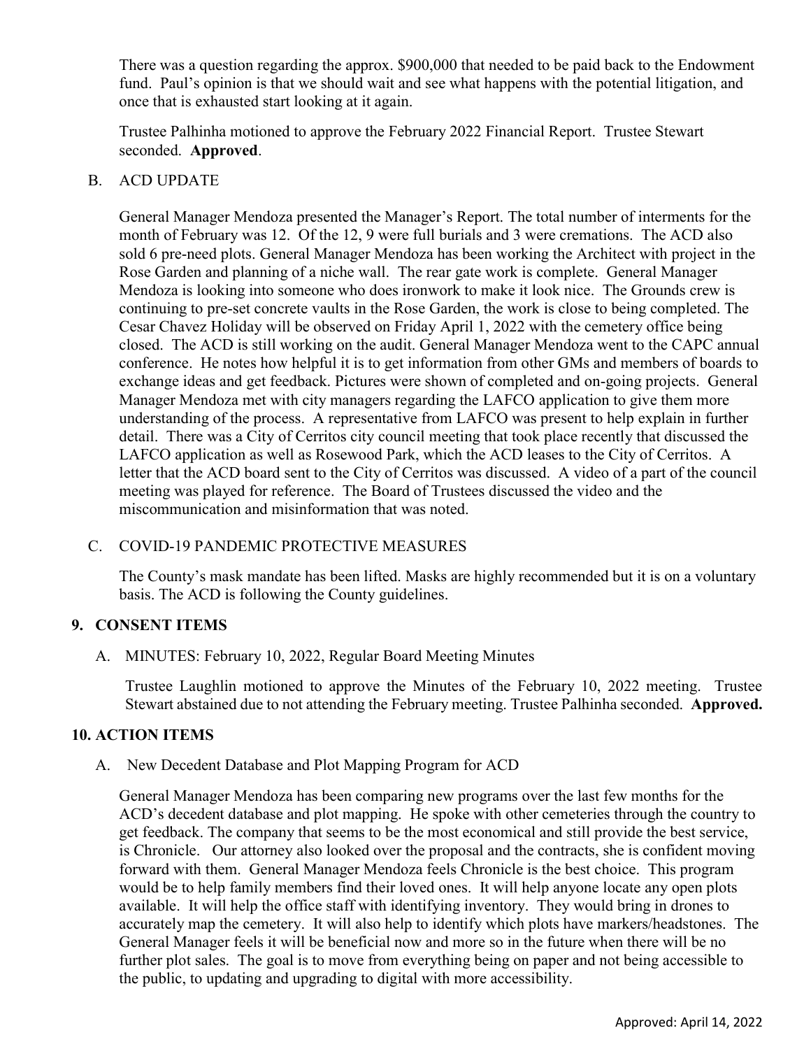There was a question regarding the approx. $900,000 that needed to be paid back to the Endowment fund. Paul's opinion is that we should wait and see what happens with the potential litigation, and once that is exhausted start looking at it again.

Trustee Palhinha motioned to approve the February 2022 Financial Report. Trustee Stewart seconded. **Approved**.

B. ACD UPDATE

General Manager Mendoza presented the Manager's Report. The total number of interments for the month of February was 12. Of the 12, 9 were full burials and 3 were cremations. The ACD also sold 6 pre-need plots. General Manager Mendoza has been working the Architect with project in the Rose Garden and planning of a niche wall. The rear gate work is complete. General Manager Mendoza is looking into someone who does ironwork to make it look nice. The Grounds crew is continuing to pre-set concrete vaults in the Rose Garden, the work is close to being completed. The Cesar Chavez Holiday will be observed on Friday April 1, 2022 with the cemetery office being closed. The ACD is still working on the audit. General Manager Mendoza went to the CAPC annual conference. He notes how helpful it is to get information from other GMs and members of boards to exchange ideas and get feedback. Pictures were shown of completed and on-going projects. General Manager Mendoza met with city managers regarding the LAFCO application to give them more understanding of the process. A representative from LAFCO was present to help explain in further detail. There was a City of Cerritos city council meeting that took place recently that discussed the LAFCO application as well as Rosewood Park, which the ACD leases to the City of Cerritos. A letter that the ACD board sent to the City of Cerritos was discussed. A video of a part of the council meeting was played for reference. The Board of Trustees discussed the video and the miscommunication and misinformation that was noted.

C. COVID-19 PANDEMIC PROTECTIVE MEASURES

The County's mask mandate has been lifted. Masks are highly recommended but it is on a voluntary basis. The ACD is following the County guidelines.

## 9. CONSENT ITEMS

A. MINUTES: February 10, 2022, Regular Board Meeting Minutes

Trustee Laughlin motioned to approve the Minutes of the February 10, 2022 meeting. Trustee Stewart abstained due to not attending the February meeting. Trustee Palhinha seconded. **Approved.**

## 10. ACTION ITEMS

A. New Decedent Database and Plot Mapping Program for ACD

General Manager Mendoza has been comparing new programs over the last few months for the ACD's decedent database and plot mapping. He spoke with other cemeteries through the country to get feedback. The company that seems to be the most economical and still provide the best service, is Chronicle. Our attorney also looked over the proposal and the contracts, she is confident moving forward with them. General Manager Mendoza feels Chronicle is the best choice. This program would be to help family members find their loved ones. It will help anyone locate any open plots available. It will help the office staff with identifying inventory. They would bring in drones to accurately map the cemetery. It will also help to identify which plots have markers/headstones. The General Manager feels it will be beneficial now and more so in the future when there will be no further plot sales. The goal is to move from everything being on paper and not being accessible to the public, to updating and upgrading to digital with more accessibility.

Approved: April 14, 2022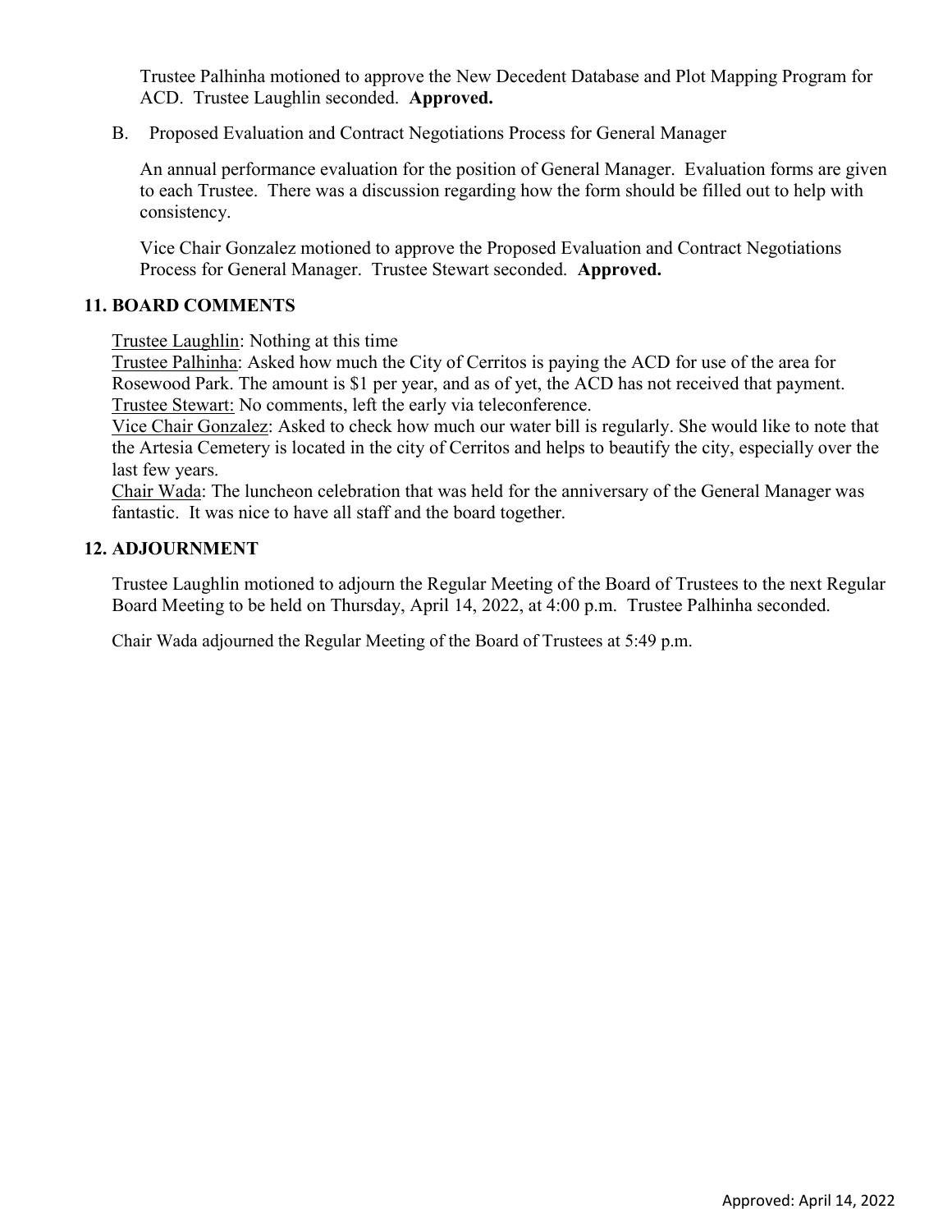Trustee Palhinha motioned to approve the New Decedent Database and Plot Mapping Program for ACD. Trustee Laughlin seconded. **Approved.**

B. Proposed Evaluation and Contract Negotiations Process for General Manager

An annual performance evaluation for the position of General Manager. Evaluation forms are given to each Trustee. There was a discussion regarding how the form should be filled out to help with consistency.

Vice Chair Gonzalez motioned to approve the Proposed Evaluation and Contract Negotiations Process for General Manager. Trustee Stewart seconded. **Approved.**

## 11. BOARD COMMENTS

Trustee Laughlin: Nothing at this time

Trustee Palhinha: Asked how much the City of Cerritos is paying the ACD for use of the area for Rosewood Park. The amount is $1 per year, and as of yet, the ACD has not received that payment.

Trustee Stewart: No comments, left the early via teleconference.

Vice Chair Gonzalez: Asked to check how much our water bill is regularly. She would like to note that the Artesia Cemetery is located in the city of Cerritos and helps to beautify the city, especially over the last few years.

Chair Wada: The luncheon celebration that was held for the anniversary of the General Manager was fantastic. It was nice to have all staff and the board together.

## 12. ADJOURNMENT

Trustee Laughlin motioned to adjourn the Regular Meeting of the Board of Trustees to the next Regular Board Meeting to be held on Thursday, April 14, 2022, at 4:00 p.m. Trustee Palhinha seconded.

Chair Wada adjourned the Regular Meeting of the Board of Trustees at 5:49 p.m.

Approved: April 14, 2022